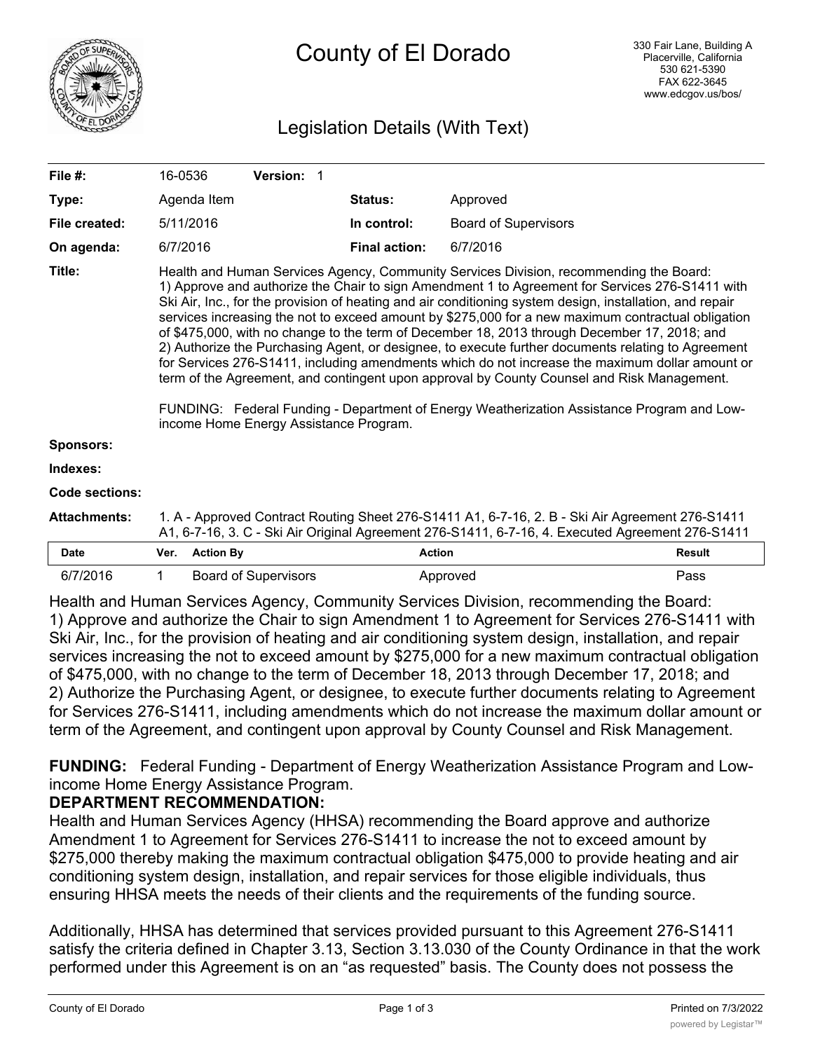# County of El Dorado

330 Fair Lane, Building A
Placerville, California
530 621-5390
FAX 622-3645
www.edcgov.us/bos/

## Legislation Details (With Text)

| | | | |
|---|---|---|---|
| **File #:** | 16-0536 **Version:** 1 | | |
| **Type:** | Agenda Item | **Status:** | Approved |
| **File created:** | 5/11/2016 | **In control:** | Board of Supervisors |
| **On agenda:** | 6/7/2016 | **Final action:** | 6/7/2016 |

**Title:** Health and Human Services Agency, Community Services Division, recommending the Board:
1) Approve and authorize the Chair to sign Amendment 1 to Agreement for Services 276-S1411 with Ski Air, Inc., for the provision of heating and air conditioning system design, installation, and repair services increasing the not to exceed amount by $275,000 for a new maximum contractual obligation of $475,000, with no change to the term of December 18, 2013 through December 17, 2018; and
2) Authorize the Purchasing Agent, or designee, to execute further documents relating to Agreement for Services 276-S1411, including amendments which do not increase the maximum dollar amount or term of the Agreement, and contingent upon approval by County Counsel and Risk Management.

FUNDING: Federal Funding - Department of Energy Weatherization Assistance Program and Low-income Home Energy Assistance Program.

**Sponsors:**

**Indexes:**

**Code sections:**

**Attachments:** 1. A - Approved Contract Routing Sheet 276-S1411 A1, 6-7-16, 2. B - Ski Air Agreement 276-S1411 A1, 6-7-16, 3. C - Ski Air Original Agreement 276-S1411, 6-7-16, 4. Executed Agreement 276-S1411

| Date | Ver. | Action By | Action | Result |
|---|---|---|---|---|
| 6/7/2016 | 1 | Board of Supervisors | Approved | Pass |

Health and Human Services Agency, Community Services Division, recommending the Board:
1) Approve and authorize the Chair to sign Amendment 1 to Agreement for Services 276-S1411 with Ski Air, Inc., for the provision of heating and air conditioning system design, installation, and repair services increasing the not to exceed amount by $275,000 for a new maximum contractual obligation of $475,000, with no change to the term of December 18, 2013 through December 17, 2018; and
2) Authorize the Purchasing Agent, or designee, to execute further documents relating to Agreement for Services 276-S1411, including amendments which do not increase the maximum dollar amount or term of the Agreement, and contingent upon approval by County Counsel and Risk Management.

**FUNDING:** Federal Funding - Department of Energy Weatherization Assistance Program and Low-income Home Energy Assistance Program.

**DEPARTMENT RECOMMENDATION:**

Health and Human Services Agency (HHSA) recommending the Board approve and authorize Amendment 1 to Agreement for Services 276-S1411 to increase the not to exceed amount by $275,000 thereby making the maximum contractual obligation $475,000 to provide heating and air conditioning system design, installation, and repair services for those eligible individuals, thus ensuring HHSA meets the needs of their clients and the requirements of the funding source.

Additionally, HHSA has determined that services provided pursuant to this Agreement 276-S1411 satisfy the criteria defined in Chapter 3.13, Section 3.13.030 of the County Ordinance in that the work performed under this Agreement is on an "as requested" basis. The County does not possess the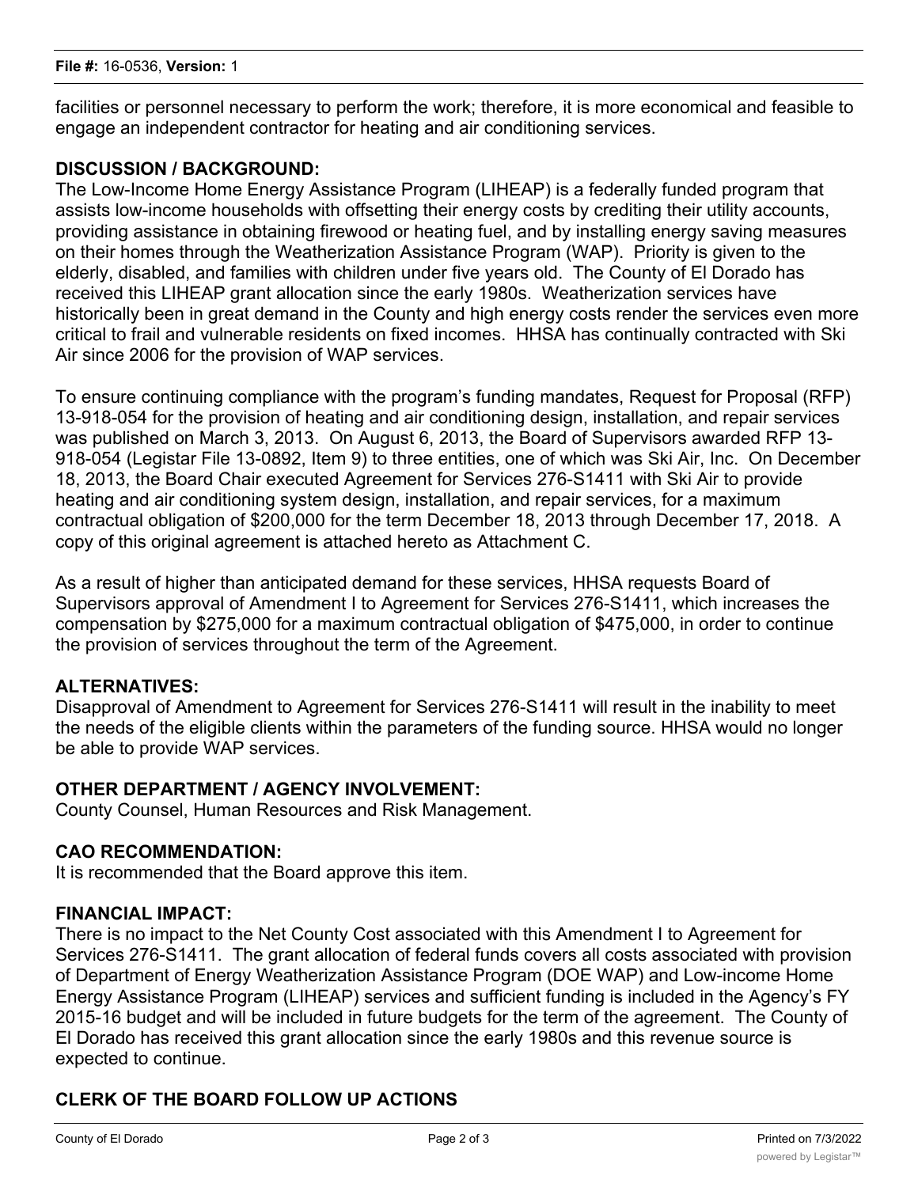facilities or personnel necessary to perform the work; therefore, it is more economical and feasible to engage an independent contractor for heating and air conditioning services.

**DISCUSSION / BACKGROUND:**

The Low-Income Home Energy Assistance Program (LIHEAP) is a federally funded program that assists low-income households with offsetting their energy costs by crediting their utility accounts, providing assistance in obtaining firewood or heating fuel, and by installing energy saving measures on their homes through the Weatherization Assistance Program (WAP). Priority is given to the elderly, disabled, and families with children under five years old. The County of El Dorado has received this LIHEAP grant allocation since the early 1980s. Weatherization services have historically been in great demand in the County and high energy costs render the services even more critical to frail and vulnerable residents on fixed incomes. HHSA has continually contracted with Ski Air since 2006 for the provision of WAP services.

To ensure continuing compliance with the program's funding mandates, Request for Proposal (RFP) 13-918-054 for the provision of heating and air conditioning design, installation, and repair services was published on March 3, 2013. On August 6, 2013, the Board of Supervisors awarded RFP 13-918-054 (Legistar File 13-0892, Item 9) to three entities, one of which was Ski Air, Inc. On December 18, 2013, the Board Chair executed Agreement for Services 276-S1411 with Ski Air to provide heating and air conditioning system design, installation, and repair services, for a maximum contractual obligation of $200,000 for the term December 18, 2013 through December 17, 2018. A copy of this original agreement is attached hereto as Attachment C.

As a result of higher than anticipated demand for these services, HHSA requests Board of Supervisors approval of Amendment I to Agreement for Services 276-S1411, which increases the compensation by $275,000 for a maximum contractual obligation of $475,000, in order to continue the provision of services throughout the term of the Agreement.

**ALTERNATIVES:**

Disapproval of Amendment to Agreement for Services 276-S1411 will result in the inability to meet the needs of the eligible clients within the parameters of the funding source. HHSA would no longer be able to provide WAP services.

**OTHER DEPARTMENT / AGENCY INVOLVEMENT:**

County Counsel, Human Resources and Risk Management.

**CAO RECOMMENDATION:**

It is recommended that the Board approve this item.

**FINANCIAL IMPACT:**

There is no impact to the Net County Cost associated with this Amendment I to Agreement for Services 276-S1411. The grant allocation of federal funds covers all costs associated with provision of Department of Energy Weatherization Assistance Program (DOE WAP) and Low-income Home Energy Assistance Program (LIHEAP) services and sufficient funding is included in the Agency's FY 2015-16 budget and will be included in future budgets for the term of the agreement. The County of El Dorado has received this grant allocation since the early 1980s and this revenue source is expected to continue.

**CLERK OF THE BOARD FOLLOW UP ACTIONS**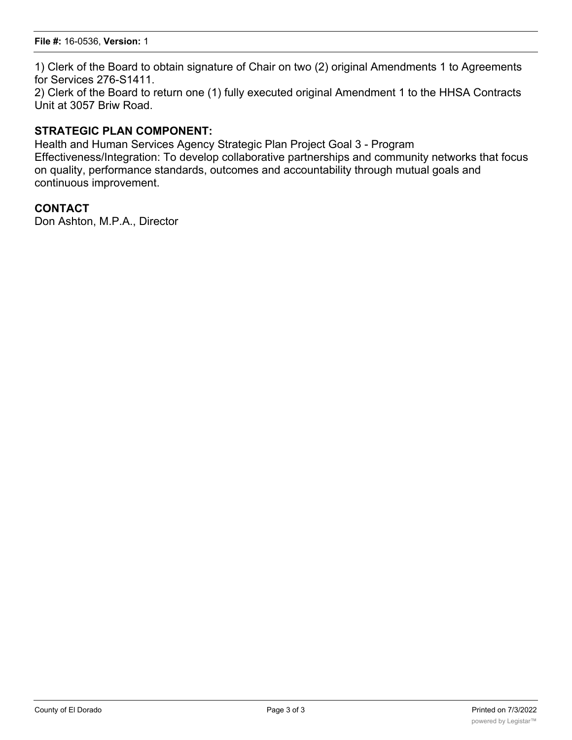1) Clerk of the Board to obtain signature of Chair on two (2) original Amendments 1 to Agreements for Services 276-S1411.
2) Clerk of the Board to return one (1) fully executed original Amendment 1 to the HHSA Contracts Unit at 3057 Briw Road.

## STRATEGIC PLAN COMPONENT:

Health and Human Services Agency Strategic Plan Project Goal 3 - Program Effectiveness/Integration: To develop collaborative partnerships and community networks that focus on quality, performance standards, outcomes and accountability through mutual goals and continuous improvement.

## CONTACT

Don Ashton, M.P.A., Director